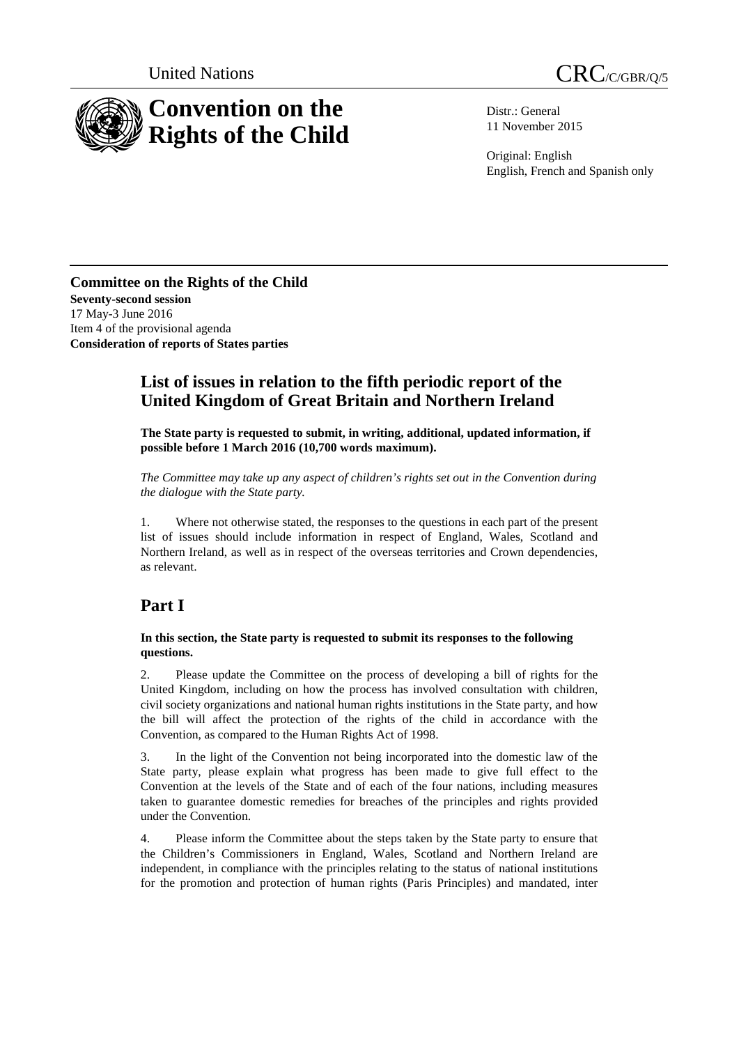United Nations

CRC/C/GBR/Q/5

# Convention on the Rights of the Child

Distr.: General
11 November 2015

Original: English
English, French and Spanish only

**Committee on the Rights of the Child**
**Seventy-second session**
17 May-3 June 2016
Item 4 of the provisional agenda
**Consideration of reports of States parties**

## List of issues in relation to the fifth periodic report of the United Kingdom of Great Britain and Northern Ireland

**The State party is requested to submit, in writing, additional, updated information, if possible before 1 March 2016 (10,700 words maximum).**

*The Committee may take up any aspect of children's rights set out in the Convention during the dialogue with the State party.*

1. Where not otherwise stated, the responses to the questions in each part of the present list of issues should include information in respect of England, Wales, Scotland and Northern Ireland, as well as in respect of the overseas territories and Crown dependencies, as relevant.

# Part I

**In this section, the State party is requested to submit its responses to the following questions.**

2. Please update the Committee on the process of developing a bill of rights for the United Kingdom, including on how the process has involved consultation with children, civil society organizations and national human rights institutions in the State party, and how the bill will affect the protection of the rights of the child in accordance with the Convention, as compared to the Human Rights Act of 1998.

3. In the light of the Convention not being incorporated into the domestic law of the State party, please explain what progress has been made to give full effect to the Convention at the levels of the State and of each of the four nations, including measures taken to guarantee domestic remedies for breaches of the principles and rights provided under the Convention.

4. Please inform the Committee about the steps taken by the State party to ensure that the Children's Commissioners in England, Wales, Scotland and Northern Ireland are independent, in compliance with the principles relating to the status of national institutions for the promotion and protection of human rights (Paris Principles) and mandated, inter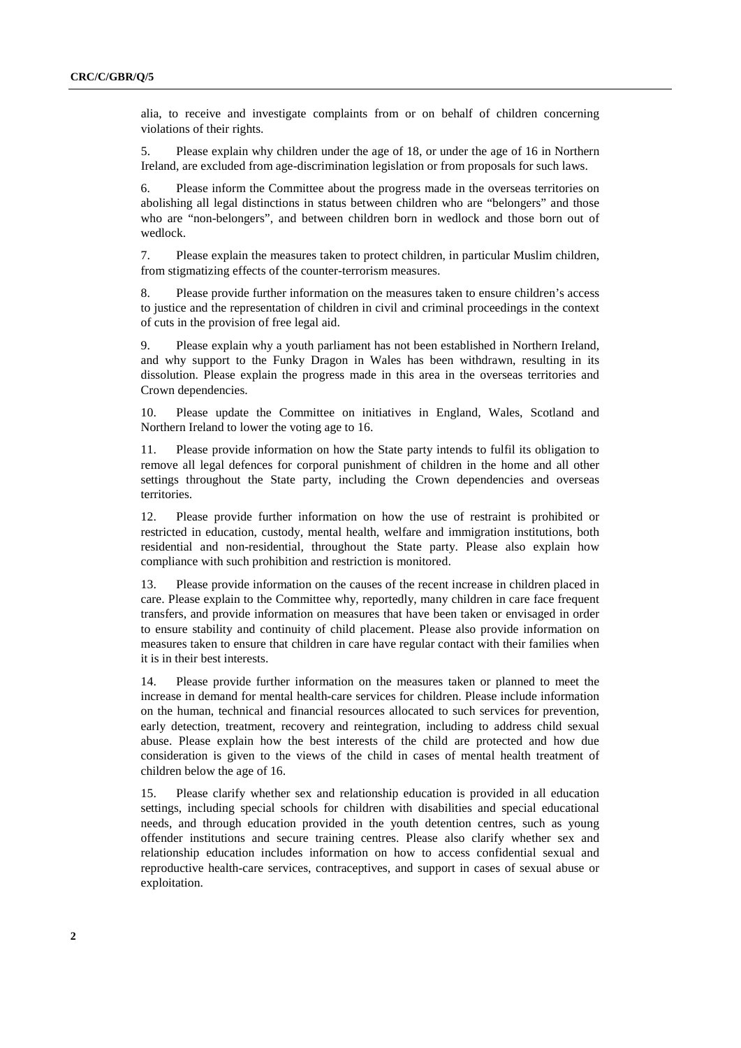alia, to receive and investigate complaints from or on behalf of children concerning violations of their rights.

5. Please explain why children under the age of 18, or under the age of 16 in Northern Ireland, are excluded from age-discrimination legislation or from proposals for such laws.

6. Please inform the Committee about the progress made in the overseas territories on abolishing all legal distinctions in status between children who are "belongers" and those who are "non-belongers", and between children born in wedlock and those born out of wedlock.

7. Please explain the measures taken to protect children, in particular Muslim children, from stigmatizing effects of the counter-terrorism measures.

8. Please provide further information on the measures taken to ensure children's access to justice and the representation of children in civil and criminal proceedings in the context of cuts in the provision of free legal aid.

9. Please explain why a youth parliament has not been established in Northern Ireland, and why support to the Funky Dragon in Wales has been withdrawn, resulting in its dissolution. Please explain the progress made in this area in the overseas territories and Crown dependencies.

10. Please update the Committee on initiatives in England, Wales, Scotland and Northern Ireland to lower the voting age to 16.

11. Please provide information on how the State party intends to fulfil its obligation to remove all legal defences for corporal punishment of children in the home and all other settings throughout the State party, including the Crown dependencies and overseas territories.

12. Please provide further information on how the use of restraint is prohibited or restricted in education, custody, mental health, welfare and immigration institutions, both residential and non-residential, throughout the State party. Please also explain how compliance with such prohibition and restriction is monitored.

13. Please provide information on the causes of the recent increase in children placed in care. Please explain to the Committee why, reportedly, many children in care face frequent transfers, and provide information on measures that have been taken or envisaged in order to ensure stability and continuity of child placement. Please also provide information on measures taken to ensure that children in care have regular contact with their families when it is in their best interests.

14. Please provide further information on the measures taken or planned to meet the increase in demand for mental health-care services for children. Please include information on the human, technical and financial resources allocated to such services for prevention, early detection, treatment, recovery and reintegration, including to address child sexual abuse. Please explain how the best interests of the child are protected and how due consideration is given to the views of the child in cases of mental health treatment of children below the age of 16.

15. Please clarify whether sex and relationship education is provided in all education settings, including special schools for children with disabilities and special educational needs, and through education provided in the youth detention centres, such as young offender institutions and secure training centres. Please also clarify whether sex and relationship education includes information on how to access confidential sexual and reproductive health-care services, contraceptives, and support in cases of sexual abuse or exploitation.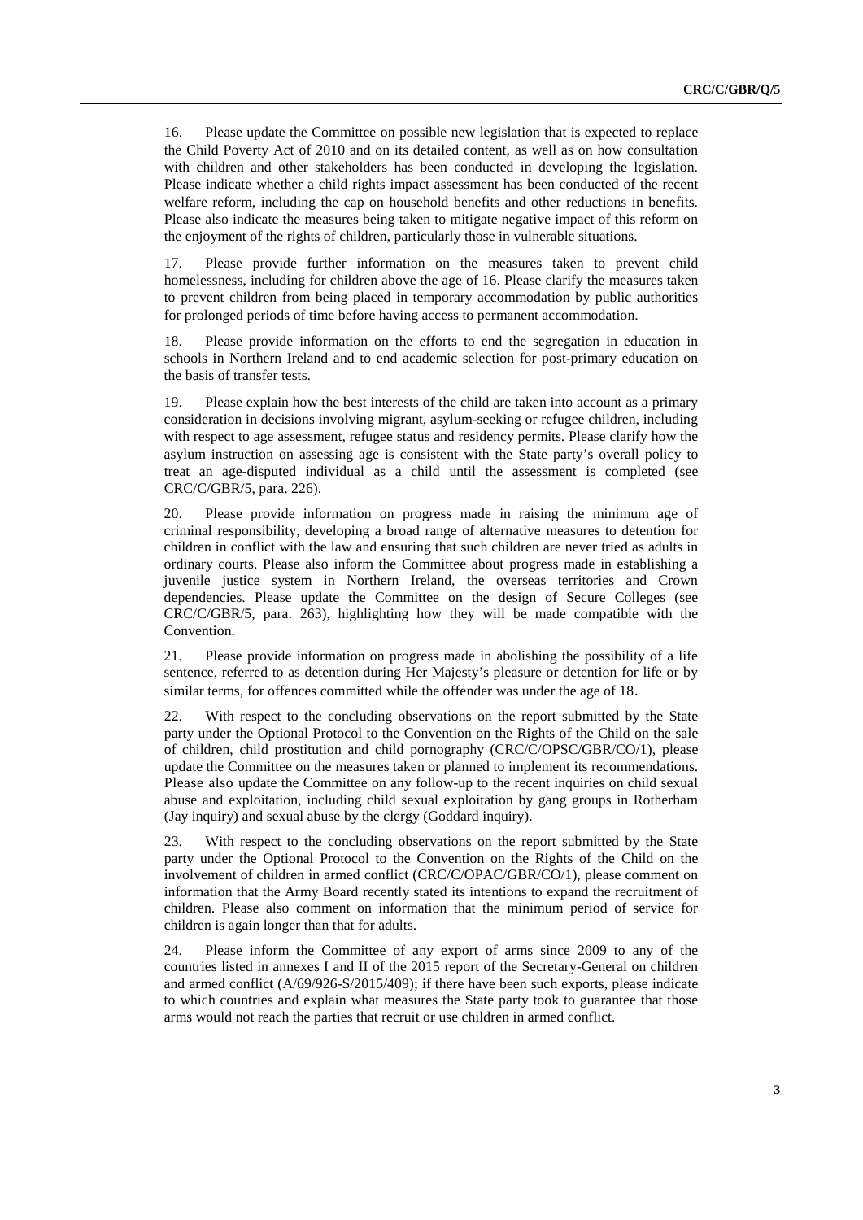16. Please update the Committee on possible new legislation that is expected to replace the Child Poverty Act of 2010 and on its detailed content, as well as on how consultation with children and other stakeholders has been conducted in developing the legislation. Please indicate whether a child rights impact assessment has been conducted of the recent welfare reform, including the cap on household benefits and other reductions in benefits. Please also indicate the measures being taken to mitigate negative impact of this reform on the enjoyment of the rights of children, particularly those in vulnerable situations.

17. Please provide further information on the measures taken to prevent child homelessness, including for children above the age of 16. Please clarify the measures taken to prevent children from being placed in temporary accommodation by public authorities for prolonged periods of time before having access to permanent accommodation.

18. Please provide information on the efforts to end the segregation in education in schools in Northern Ireland and to end academic selection for post-primary education on the basis of transfer tests.

19. Please explain how the best interests of the child are taken into account as a primary consideration in decisions involving migrant, asylum-seeking or refugee children, including with respect to age assessment, refugee status and residency permits. Please clarify how the asylum instruction on assessing age is consistent with the State party's overall policy to treat an age-disputed individual as a child until the assessment is completed (see CRC/C/GBR/5, para. 226).

20. Please provide information on progress made in raising the minimum age of criminal responsibility, developing a broad range of alternative measures to detention for children in conflict with the law and ensuring that such children are never tried as adults in ordinary courts. Please also inform the Committee about progress made in establishing a juvenile justice system in Northern Ireland, the overseas territories and Crown dependencies. Please update the Committee on the design of Secure Colleges (see CRC/C/GBR/5, para. 263), highlighting how they will be made compatible with the Convention.

21. Please provide information on progress made in abolishing the possibility of a life sentence, referred to as detention during Her Majesty's pleasure or detention for life or by similar terms, for offences committed while the offender was under the age of 18.

22. With respect to the concluding observations on the report submitted by the State party under the Optional Protocol to the Convention on the Rights of the Child on the sale of children, child prostitution and child pornography (CRC/C/OPSC/GBR/CO/1), please update the Committee on the measures taken or planned to implement its recommendations. Please also update the Committee on any follow-up to the recent inquiries on child sexual abuse and exploitation, including child sexual exploitation by gang groups in Rotherham (Jay inquiry) and sexual abuse by the clergy (Goddard inquiry).

23. With respect to the concluding observations on the report submitted by the State party under the Optional Protocol to the Convention on the Rights of the Child on the involvement of children in armed conflict (CRC/C/OPAC/GBR/CO/1), please comment on information that the Army Board recently stated its intentions to expand the recruitment of children. Please also comment on information that the minimum period of service for children is again longer than that for adults.

24. Please inform the Committee of any export of arms since 2009 to any of the countries listed in annexes I and II of the 2015 report of the Secretary-General on children and armed conflict (A/69/926-S/2015/409); if there have been such exports, please indicate to which countries and explain what measures the State party took to guarantee that those arms would not reach the parties that recruit or use children in armed conflict.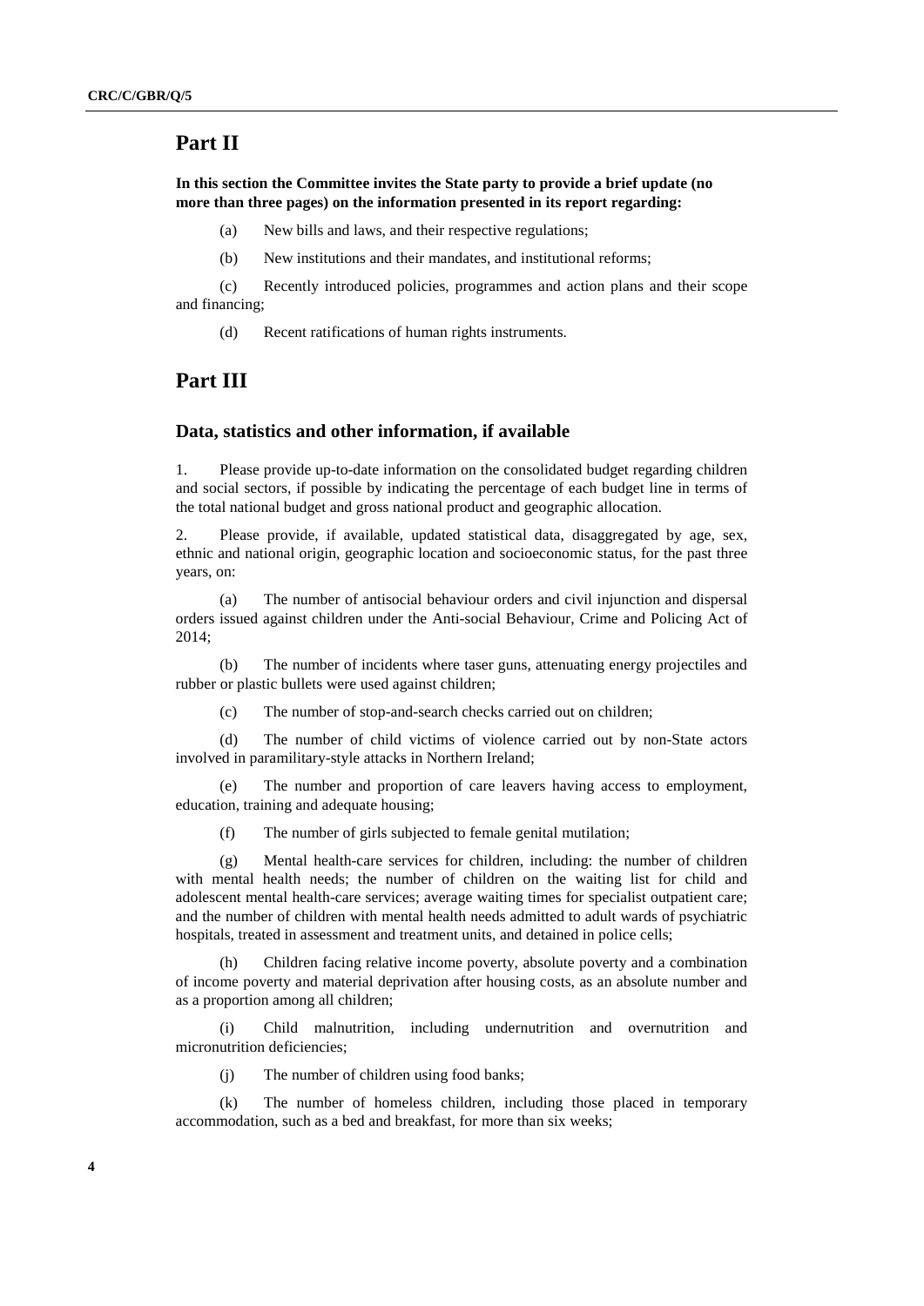## Part II

**In this section the Committee invites the State party to provide a brief update (no more than three pages) on the information presented in its report regarding:**

(a) New bills and laws, and their respective regulations;

(b) New institutions and their mandates, and institutional reforms;

(c) Recently introduced policies, programmes and action plans and their scope and financing;

(d) Recent ratifications of human rights instruments.

## Part III

### Data, statistics and other information, if available

1. Please provide up-to-date information on the consolidated budget regarding children and social sectors, if possible by indicating the percentage of each budget line in terms of the total national budget and gross national product and geographic allocation.

2. Please provide, if available, updated statistical data, disaggregated by age, sex, ethnic and national origin, geographic location and socioeconomic status, for the past three years, on:

(a) The number of antisocial behaviour orders and civil injunction and dispersal orders issued against children under the Anti-social Behaviour, Crime and Policing Act of 2014;

(b) The number of incidents where taser guns, attenuating energy projectiles and rubber or plastic bullets were used against children;

(c) The number of stop-and-search checks carried out on children;

(d) The number of child victims of violence carried out by non-State actors involved in paramilitary-style attacks in Northern Ireland;

(e) The number and proportion of care leavers having access to employment, education, training and adequate housing;

(f) The number of girls subjected to female genital mutilation;

(g) Mental health-care services for children, including: the number of children with mental health needs; the number of children on the waiting list for child and adolescent mental health-care services; average waiting times for specialist outpatient care; and the number of children with mental health needs admitted to adult wards of psychiatric hospitals, treated in assessment and treatment units, and detained in police cells;

(h) Children facing relative income poverty, absolute poverty and a combination of income poverty and material deprivation after housing costs, as an absolute number and as a proportion among all children;

(i) Child malnutrition, including undernutrition and overnutrition and micronutrition deficiencies;

(j) The number of children using food banks;

(k) The number of homeless children, including those placed in temporary accommodation, such as a bed and breakfast, for more than six weeks;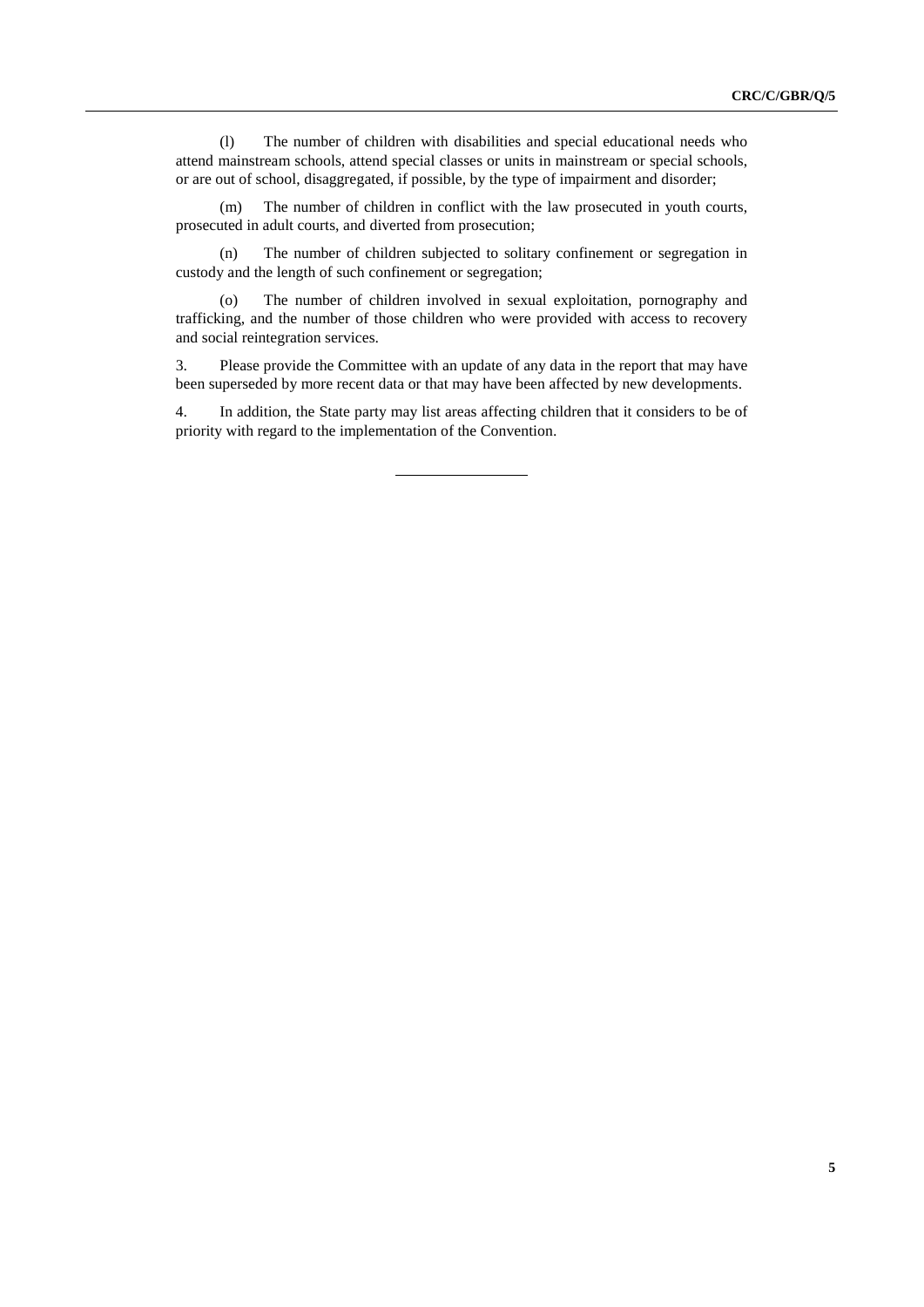(l) The number of children with disabilities and special educational needs who attend mainstream schools, attend special classes or units in mainstream or special schools, or are out of school, disaggregated, if possible, by the type of impairment and disorder;

(m) The number of children in conflict with the law prosecuted in youth courts, prosecuted in adult courts, and diverted from prosecution;

(n) The number of children subjected to solitary confinement or segregation in custody and the length of such confinement or segregation;

(o) The number of children involved in sexual exploitation, pornography and trafficking, and the number of those children who were provided with access to recovery and social reintegration services.

3. Please provide the Committee with an update of any data in the report that may have been superseded by more recent data or that may have been affected by new developments.

4. In addition, the State party may list areas affecting children that it considers to be of priority with regard to the implementation of the Convention.